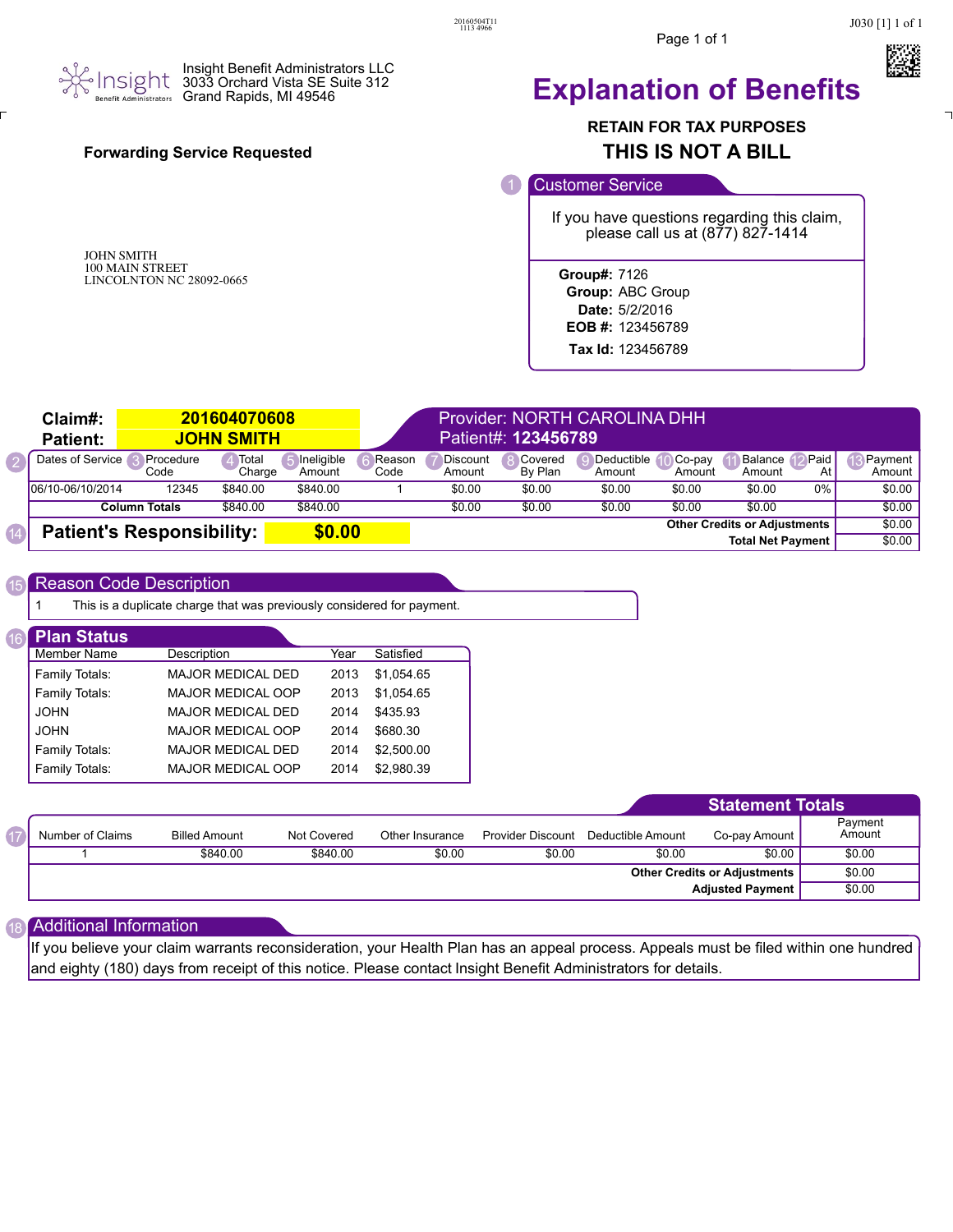Insight Benefit Administrators

Insight Benefit Administrators LLC
3033 Orchard Vista SE Suite 312
Grand Rapids, MI 49546

# Explanation of Benefits

**RETAIN FOR TAX PURPOSES**

**THIS IS NOT A BILL**

**Forwarding Service Requested**

JOHN SMITH
100 MAIN STREET
LINCOLNTON NC 28092-0665

## 1 Customer Service

If you have questions regarding this claim, please call us at (877) 827-1414

**Group#:** 7126
**Group:** ABC Group
**Date:** 5/2/2016
**EOB #:** 123456789
**Tax Id:** 123456789

**Claim#:** 201604070608
**Patient:** JOHN SMITH

Provider: NORTH CAROLINA DHH
Patient#: **123456789**

| 2 Dates of Service | 3 Procedure Code | 4 Total Charge | 5 Ineligible Amount | 6 Reason Code | 7 Discount Amount | 8 Covered By Plan | 9 Deductible Amount | 10 Co-pay Amount | 11 Balance Amount | 12 Paid At | 13 Payment Amount |
|---|---|---|---|---|---|---|---|---|---|---|---|
| 06/10-06/10/2014 | 12345 | $840.00 | $840.00 | 1 | $0.00 | $0.00 | $0.00 | $0.00 | $0.00 | 0% | $0.00 |
| **Column Totals** | | $840.00 | $840.00 | | $0.00 | $0.00 | $0.00 | $0.00 | $0.00 | | $0.00 |
| | | | | | | | | | | **Other Credits or Adjustments** | $0.00 |
| | | | | | | | | | | **Total Net Payment** | $0.00 |

**14 Patient's Responsibility: $0.00**

## 15 Reason Code Description

1 This is a duplicate charge that was previously considered for payment.

## 16 Plan Status

| Member Name | Description | Year | Satisfied |
|---|---|---|---|
| Family Totals: | MAJOR MEDICAL DED | 2013 | $1,054.65 |
| Family Totals: | MAJOR MEDICAL OOP | 2013 | $1,054.65 |
| JOHN | MAJOR MEDICAL DED | 2014 | $435.93 |
| JOHN | MAJOR MEDICAL OOP | 2014 | $680.30 |
| Family Totals: | MAJOR MEDICAL DED | 2014 | $2,500.00 |
| Family Totals: | MAJOR MEDICAL OOP | 2014 | $2,980.39 |

## 17 Statement Totals

| Number of Claims | Billed Amount | Not Covered | Other Insurance | Provider Discount | Deductible Amount | Co-pay Amount | Payment Amount |
|---|---|---|---|---|---|---|---|
| 1 | $840.00 | $840.00 | $0.00 | $0.00 | $0.00 | $0.00 | $0.00 |
| | | | | | | **Other Credits or Adjustments** | $0.00 |
| | | | | | | **Adjusted Payment** | $0.00 |

## 18 Additional Information

If you believe your claim warrants reconsideration, your Health Plan has an appeal process. Appeals must be filed within one hundred and eighty (180) days from receipt of this notice. Please contact Insight Benefit Administrators for details.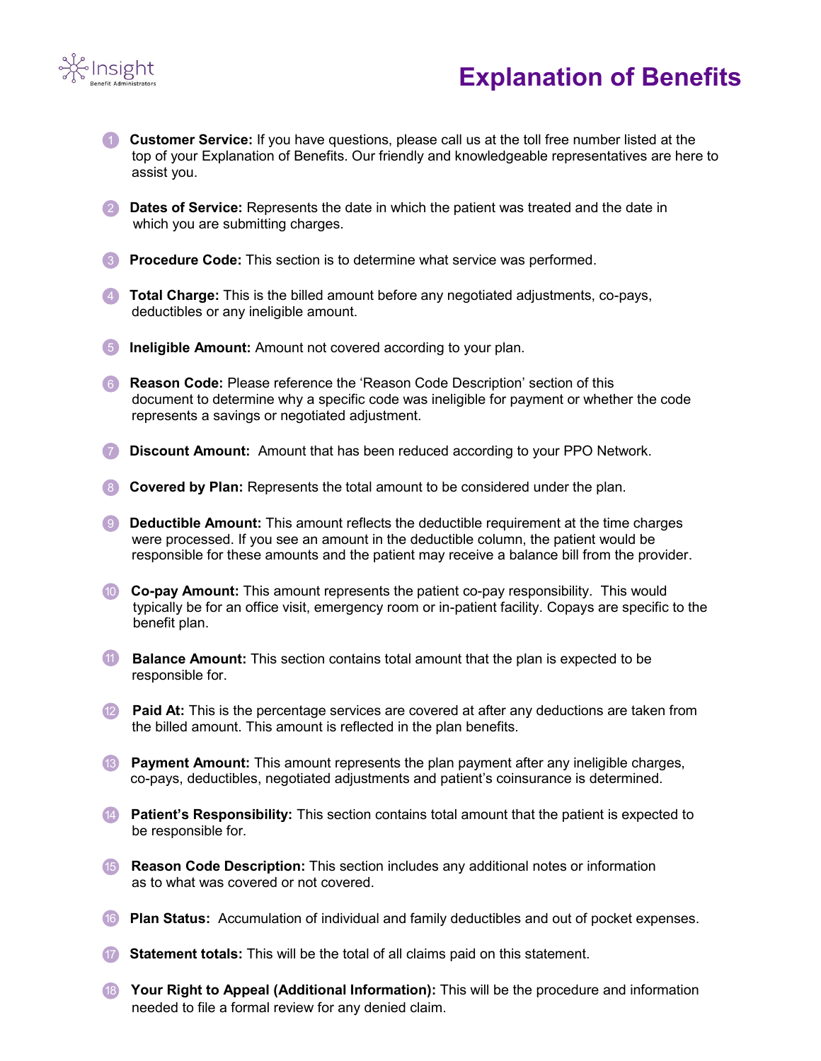Insight
Benefit Administrators

# Explanation of Benefits

1. **Customer Service:** If you have questions, please call us at the toll free number listed at the top of your Explanation of Benefits. Our friendly and knowledgeable representatives are here to assist you.

2. **Dates of Service:** Represents the date in which the patient was treated and the date in which you are submitting charges.

3. **Procedure Code:** This section is to determine what service was performed.

4. **Total Charge:** This is the billed amount before any negotiated adjustments, co-pays, deductibles or any ineligible amount.

5. **Ineligible Amount:** Amount not covered according to your plan.

6. **Reason Code:** Please reference the 'Reason Code Description' section of this document to determine why a specific code was ineligible for payment or whether the code represents a savings or negotiated adjustment.

7. **Discount Amount:** Amount that has been reduced according to your PPO Network.

8. **Covered by Plan:** Represents the total amount to be considered under the plan.

9. **Deductible Amount:** This amount reflects the deductible requirement at the time charges were processed. If you see an amount in the deductible column, the patient would be responsible for these amounts and the patient may receive a balance bill from the provider.

10. **Co-pay Amount:** This amount represents the patient co-pay responsibility. This would typically be for an office visit, emergency room or in-patient facility. Copays are specific to the benefit plan.

11. **Balance Amount:** This section contains total amount that the plan is expected to be responsible for.

12. **Paid At:** This is the percentage services are covered at after any deductions are taken from the billed amount. This amount is reflected in the plan benefits.

13. **Payment Amount:** This amount represents the plan payment after any ineligible charges, co-pays, deductibles, negotiated adjustments and patient's coinsurance is determined.

14. **Patient's Responsibility:** This section contains total amount that the patient is expected to be responsible for.

15. **Reason Code Description:** This section includes any additional notes or information as to what was covered or not covered.

16. **Plan Status:** Accumulation of individual and family deductibles and out of pocket expenses.

17. **Statement totals:** This will be the total of all claims paid on this statement.

18. **Your Right to Appeal (Additional Information):** This will be the procedure and information needed to file a formal review for any denied claim.